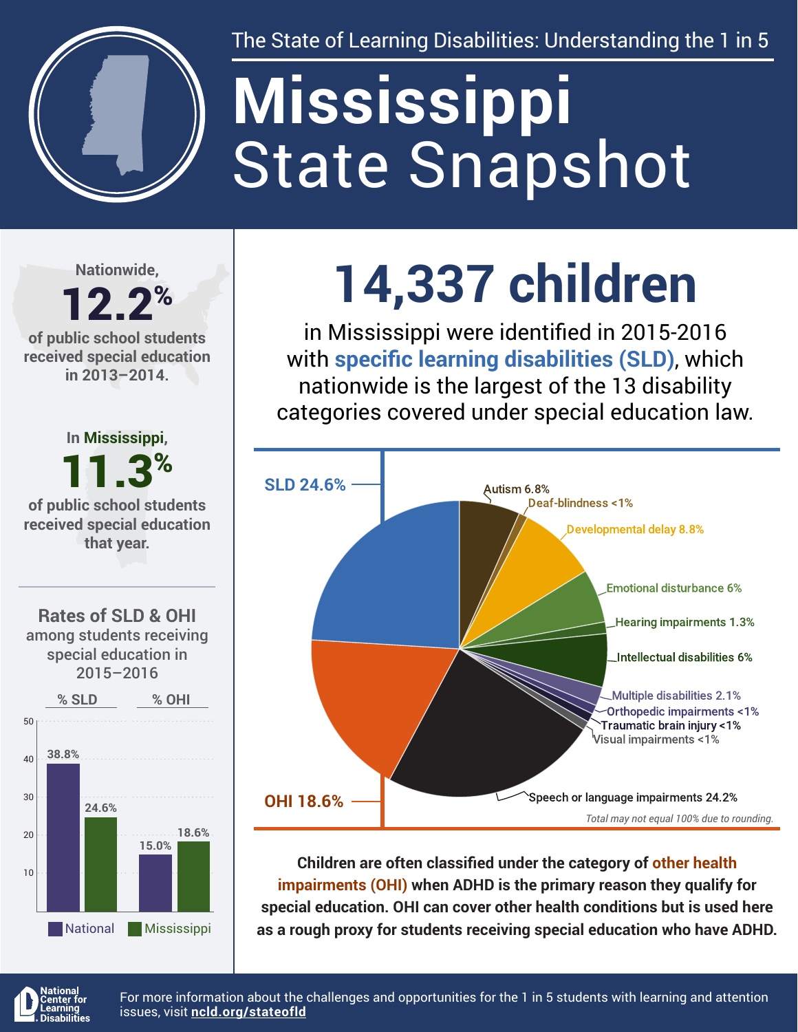The State of Learning Disabilities: Understanding the 1 in 5

# Mississippi State Snapshot

Nationwide, **12.2%** of public school students received special education in 2013–2014.

In Mississippi, **11.3%** of public school students received special education that year.

## 14,337 children

in Mississippi were identified in 2015-2016 with **specific learning disabilities (SLD)**, which nationwide is the largest of the 13 disability categories covered under special education law.

| Category | % |
|---|---|
| SLD | 24.6% |
| Autism | 6.8% |
| Deaf-blindness | <1% |
| Developmental delay | 8.8% |
| Emotional disturbance | 6% |
| Hearing impairments | 1.3% |
| Intellectual disabilities | 6% |
| Multiple disabilities | 2.1% |
| Orthopedic impairments | <1% |
| Traumatic brain injury | <1% |
| Visual impairments | <1% |
| Speech or language impairments | 24.2% |
| OHI | 18.6% |

*Total may not equal 100% due to rounding.*

### Rates of SLD & OHI among students receiving special education in 2015–2016

| | National | Mississippi |
|---|---|---|
| % SLD | 38.8% | 24.6% |
| % OHI | 15.0% | 18.6% |

**Children are often classified under the category of other health impairments (OHI) when ADHD is the primary reason they qualify for special education. OHI can cover other health conditions but is used here as a rough proxy for students receiving special education who have ADHD.**

National Center for Learning Disabilities

For more information about the challenges and opportunities for the 1 in 5 students with learning and attention issues, visit **ncld.org/stateofld**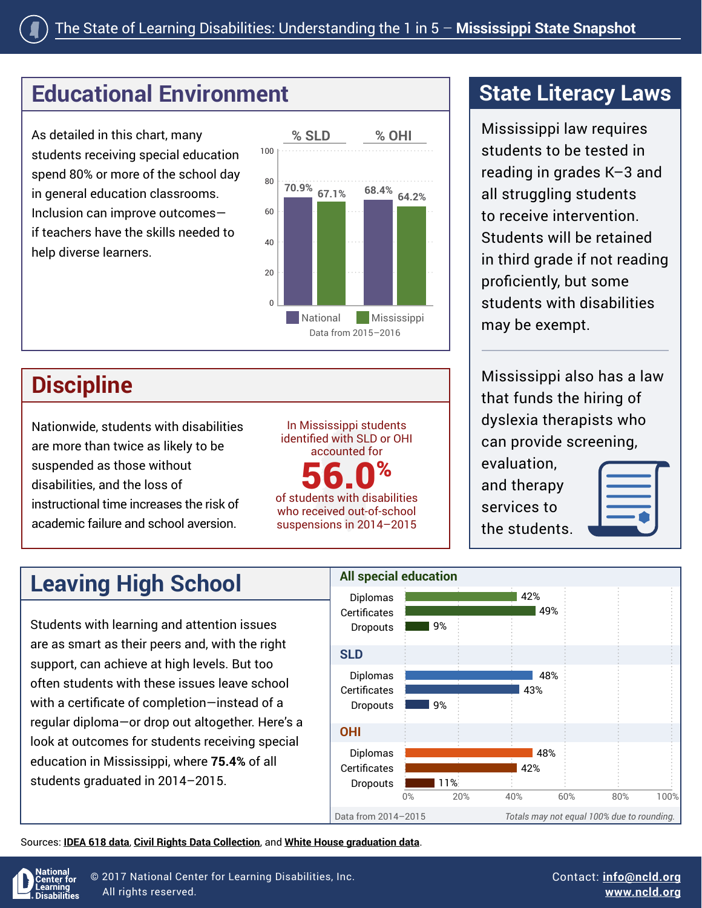# The State of Learning Disabilities: Understanding the 1 in 5 – **Mississippi State Snapshot**

## Educational Environment

As detailed in this chart, many students receiving special education spend 80% or more of the school day in general education classrooms. Inclusion can improve outcomes—if teachers have the skills needed to help diverse learners.

% SLD
% OHI
100
80
60
40
20
0
70.9%
67.1%
68.4%
64.2%
National
Mississippi
Data from 2015–2016

## State Literacy Laws

Mississippi law requires students to be tested in reading in grades K–3 and all struggling students to receive intervention. Students will be retained in third grade if not reading proficiently, but some students with disabilities may be exempt.

Mississippi also has a law that funds the hiring of dyslexia therapists who can provide screening, evaluation, and therapy services to the students.

## Discipline

Nationwide, students with disabilities are more than twice as likely to be suspended as those without disabilities, and the loss of instructional time increases the risk of academic failure and school aversion.

In Mississippi students identified with SLD or OHI accounted for **56.0%** of students with disabilities who received out-of-school suspensions in 2014–2015

## Leaving High School

Students with learning and attention issues are as smart as their peers and, with the right support, can achieve at high levels. But too often students with these issues leave school with a certificate of completion—instead of a regular diploma—or drop out altogether. Here's a look at outcomes for students receiving special education in Mississippi, where **75.4%** of all students graduated in 2014–2015.

**All special education**
Diplomas 42%
Certificates 49%
Dropouts 9%

**SLD**
Diplomas 48%
Certificates 43%
Dropouts 9%

**OHI**
Diplomas 48%
Certificates 42%
Dropouts 11%

0%
20%
40%
60%
80%
100%

Data from 2014–2015

*Totals may not equal 100% due to rounding.*

Sources: IDEA 618 data, Civil Rights Data Collection, and White House graduation data.

National Center for Learning Disabilities

© 2017 National Center for Learning Disabilities, Inc. All rights reserved.

Contact: info@ncld.org
www.ncld.org